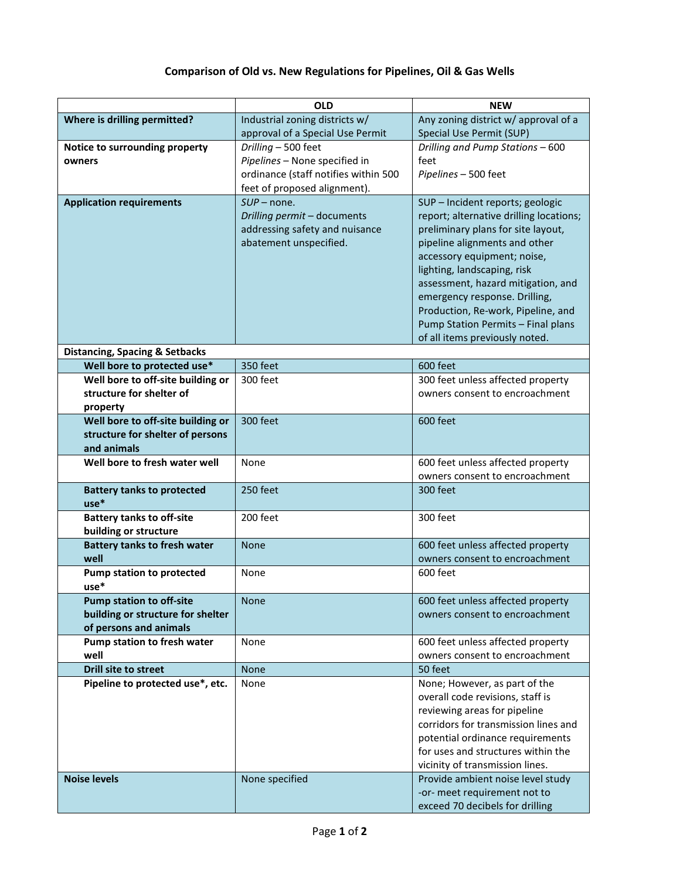# Comparison of Old vs. New Regulations for Pipelines, Oil & Gas Wells

| | OLD | NEW |
|---|---|---|
| **Where is drilling permitted?** | Industrial zoning districts w/ approval of a Special Use Permit | Any zoning district w/ approval of a Special Use Permit (SUP) |
| **Notice to surrounding property owners** | *Drilling* – 500 feet<br>*Pipelines* – None specified in ordinance (staff notifies within 500 feet of proposed alignment). | *Drilling and Pump Stations* – 600 feet<br>*Pipelines* – 500 feet |
| **Application requirements** | *SUP* – none.<br>*Drilling permit* – documents addressing safety and nuisance abatement unspecified. | SUP – Incident reports; geologic report; alternative drilling locations; preliminary plans for site layout, pipeline alignments and other accessory equipment; noise, lighting, landscaping, risk assessment, hazard mitigation, and emergency response. Drilling, Production, Re-work, Pipeline, and Pump Station Permits – Final plans of all items previously noted. |
| **Distancing, Spacing & Setbacks** | | |
| **Well bore to protected use*** | 350 feet | 600 feet |
| **Well bore to off-site building or structure for shelter of property** | 300 feet | 300 feet unless affected property owners consent to encroachment |
| **Well bore to off-site building or structure for shelter of persons and animals** | 300 feet | 600 feet |
| **Well bore to fresh water well** | None | 600 feet unless affected property owners consent to encroachment |
| **Battery tanks to protected use*** | 250 feet | 300 feet |
| **Battery tanks to off-site building or structure** | 200 feet | 300 feet |
| **Battery tanks to fresh water well** | None | 600 feet unless affected property owners consent to encroachment |
| **Pump station to protected use*** | None | 600 feet |
| **Pump station to off-site building or structure for shelter of persons and animals** | None | 600 feet unless affected property owners consent to encroachment |
| **Pump station to fresh water well** | None | 600 feet unless affected property owners consent to encroachment |
| **Drill site to street** | None | 50 feet |
| **Pipeline to protected use*, etc.** | None | None; However, as part of the overall code revisions, staff is reviewing areas for pipeline corridors for transmission lines and potential ordinance requirements for uses and structures within the vicinity of transmission lines. |
| **Noise levels** | None specified | Provide ambient noise level study -or- meet requirement not to exceed 70 decibels for drilling |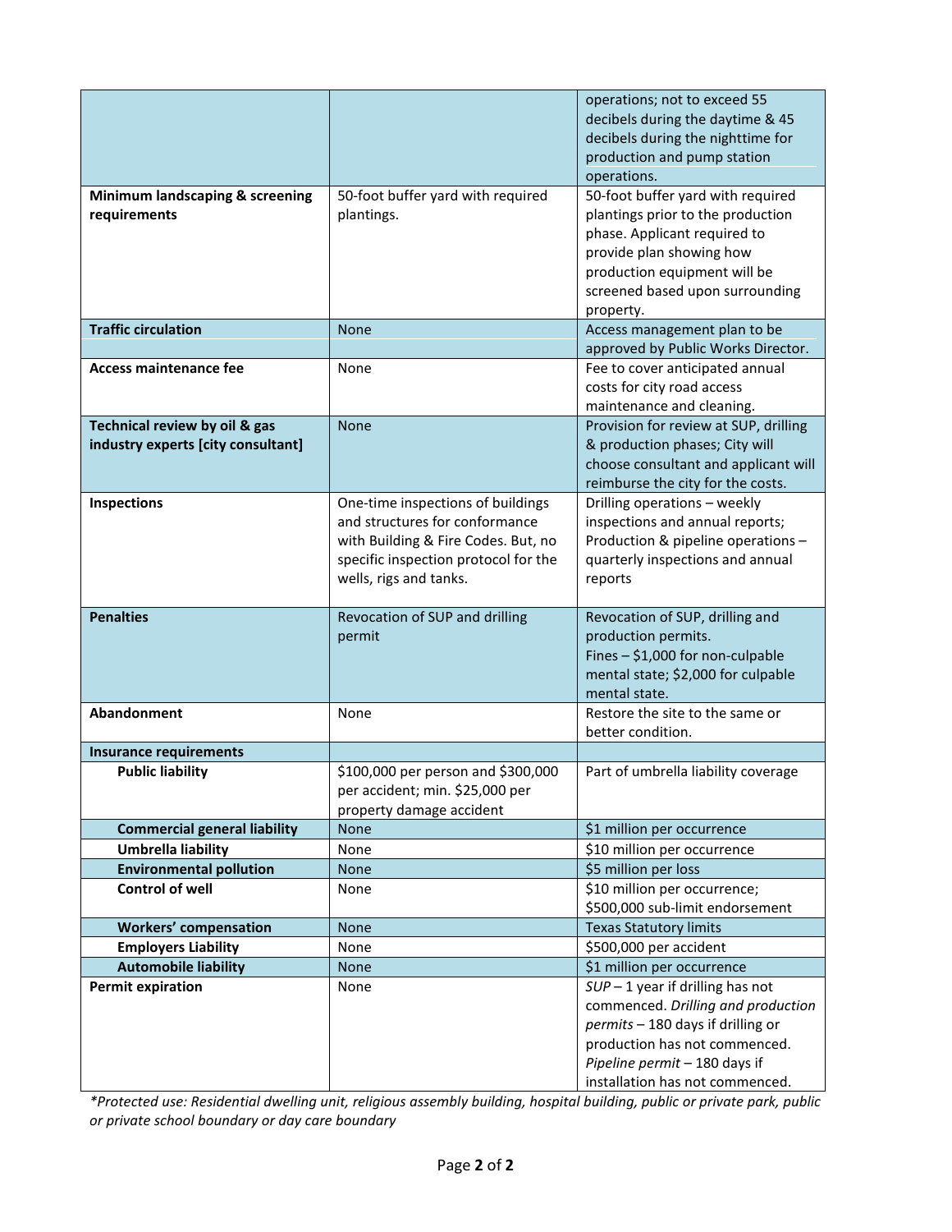| | | |
|---|---|---|
| | | operations; not to exceed 55 decibels during the daytime & 45 decibels during the nighttime for production and pump station operations. |
| **Minimum landscaping & screening requirements** | 50-foot buffer yard with required plantings. | 50-foot buffer yard with required plantings prior to the production phase. Applicant required to provide plan showing how production equipment will be screened based upon surrounding property. |
| **Traffic circulation** | None | Access management plan to be approved by Public Works Director. |
| **Access maintenance fee** | None | Fee to cover anticipated annual costs for city road access maintenance and cleaning. |
| **Technical review by oil & gas industry experts [city consultant]** | None | Provision for review at SUP, drilling & production phases; City will choose consultant and applicant will reimburse the city for the costs. |
| **Inspections** | One-time inspections of buildings and structures for conformance with Building & Fire Codes. But, no specific inspection protocol for the wells, rigs and tanks. | Drilling operations – weekly inspections and annual reports; Production & pipeline operations – quarterly inspections and annual reports |
| **Penalties** | Revocation of SUP and drilling permit | Revocation of SUP, drilling and production permits. Fines – $1,000 for non-culpable mental state; $2,000 for culpable mental state. |
| **Abandonment** | None | Restore the site to the same or better condition. |
| **Insurance requirements** | | |
| **Public liability** | $100,000 per person and $300,000 per accident; min. $25,000 per property damage accident | Part of umbrella liability coverage |
| **Commercial general liability** | None | $1 million per occurrence |
| **Umbrella liability** | None | $10 million per occurrence |
| **Environmental pollution** | None | $5 million per loss |
| **Control of well** | None | $10 million per occurrence; $500,000 sub-limit endorsement |
| **Workers' compensation** | None | Texas Statutory limits |
| **Employers Liability** | None | $500,000 per accident |
| **Automobile liability** | None | $1 million per occurrence |
| **Permit expiration** | None | *SUP* – 1 year if drilling has not commenced. *Drilling and production permits* – 180 days if drilling or production has not commenced. *Pipeline permit* – 180 days if installation has not commenced. |

*\*Protected use: Residential dwelling unit, religious assembly building, hospital building, public or private park, public or private school boundary or day care boundary*